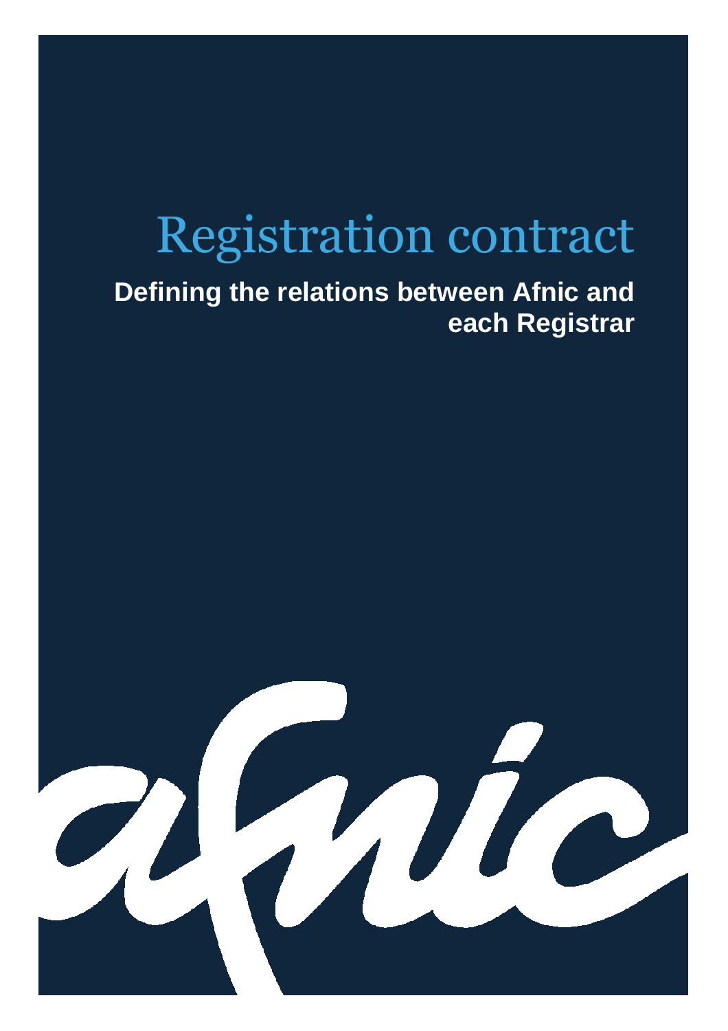# Registration contract

**Defining the relations between Afnic and each Registrar**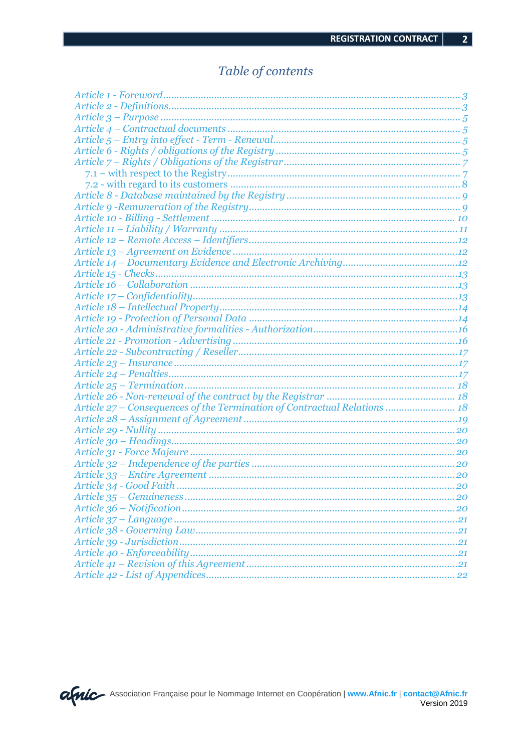# Table of contents

Article 1 - Foreword ..... 3
Article 2 - Definitions ..... 3
Article 3 – Purpose ..... 5
Article 4 – Contractual documents ..... 5
Article 5 – Entry into effect - Term - Renewal ..... 5
Article 6 - Rights / obligations of the Registry ..... 5
Article 7 – Rights / Obligations of the Registrar ..... 7
  7.1 – with respect to the Registry ..... 7
  7.2 - with regard to its customers ..... 8
Article 8 - Database maintained by the Registry ..... 9
Article 9 -Remuneration of the Registry ..... 9
Article 10 - Billing - Settlement ..... 10
Article 11 – Liability / Warranty ..... 11
Article 12 – Remote Access – Identifiers ..... 12
Article 13 – Agreement on Evidence ..... 12
Article 14 – Documentary Evidence and Electronic Archiving ..... 12
Article 15 - Checks ..... 13
Article 16 – Collaboration ..... 13
Article 17 – Confidentiality ..... 13
Article 18 – Intellectual Property ..... 14
Article 19 - Protection of Personal Data ..... 14
Article 20 - Administrative formalities - Authorization ..... 16
Article 21 - Promotion - Advertising ..... 16
Article 22 - Subcontracting / Reseller ..... 17
Article 23 – Insurance ..... 17
Article 24 – Penalties ..... 17
Article 25 – Termination ..... 18
Article 26 - Non-renewal of the contract by the Registrar ..... 18
Article 27 – Consequences of the Termination of Contractual Relations ..... 18
Article 28 – Assignment of Agreement ..... 19
Article 29 - Nullity ..... 20
Article 30 – Headings ..... 20
Article 31 - Force Majeure ..... 20
Article 32 – Independence of the parties ..... 20
Article 33 – Entire Agreement ..... 20
Article 34 - Good Faith ..... 20
Article 35 – Genuineness ..... 20
Article 36 – Notification ..... 20
Article 37 – Language ..... 21
Article 38 - Governing Law ..... 21
Article 39 - Jurisdiction ..... 21
Article 40 - Enforceability ..... 21
Article 41 – Revision of this Agreement ..... 21
Article 42 - List of Appendices ..... 22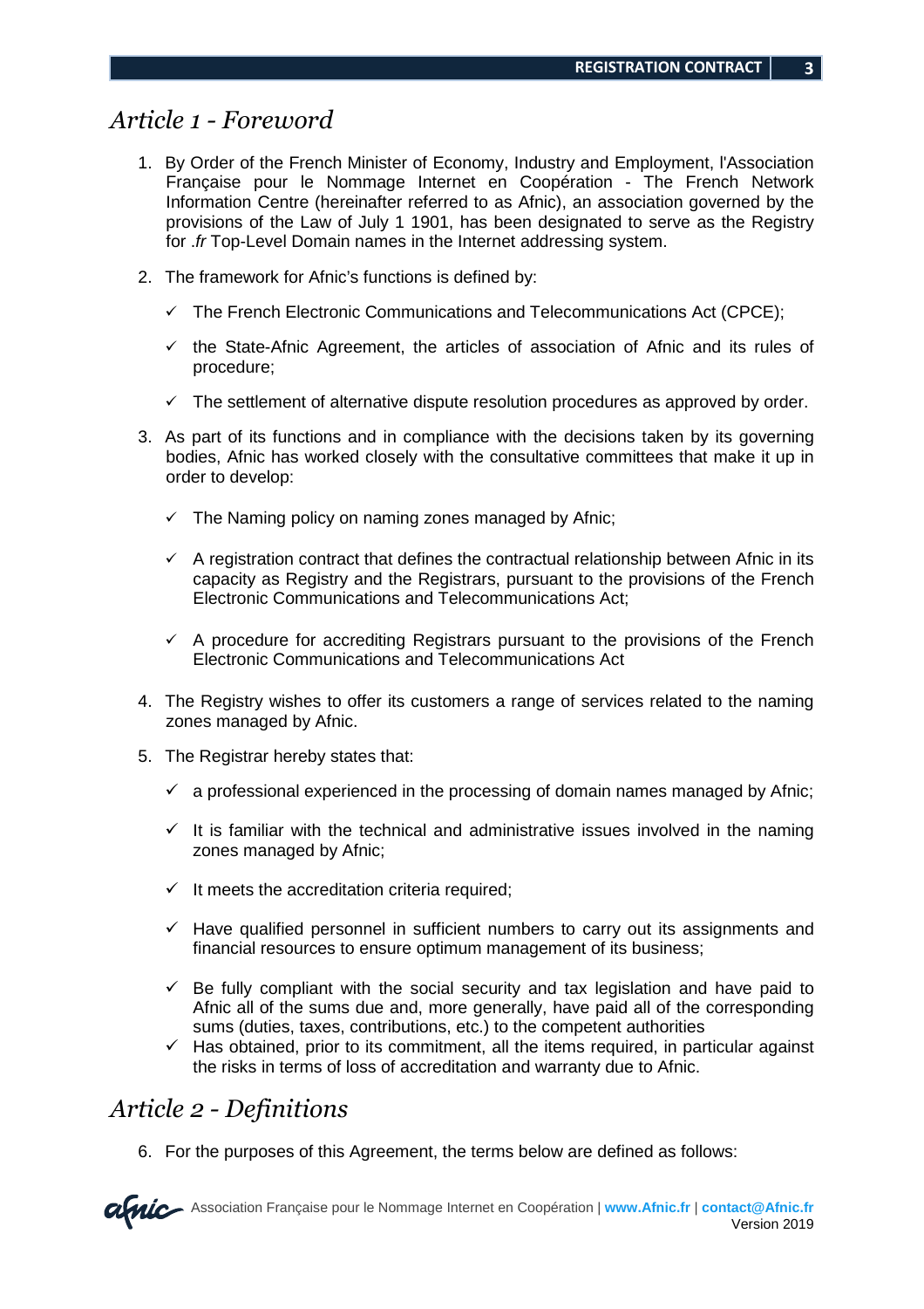## *Article 1 - Foreword*

1. By Order of the French Minister of Economy, Industry and Employment, l'Association Française pour le Nommage Internet en Coopération - The French Network Information Centre (hereinafter referred to as Afnic), an association governed by the provisions of the Law of July 1 1901, has been designated to serve as the Registry for *.fr* Top-Level Domain names in the Internet addressing system.

2. The framework for Afnic's functions is defined by:

   - ✓ The French Electronic Communications and Telecommunications Act (CPCE);
   - ✓ the State-Afnic Agreement, the articles of association of Afnic and its rules of procedure;
   - ✓ The settlement of alternative dispute resolution procedures as approved by order.

3. As part of its functions and in compliance with the decisions taken by its governing bodies, Afnic has worked closely with the consultative committees that make it up in order to develop:

   - ✓ The Naming policy on naming zones managed by Afnic;
   - ✓ A registration contract that defines the contractual relationship between Afnic in its capacity as Registry and the Registrars, pursuant to the provisions of the French Electronic Communications and Telecommunications Act;
   - ✓ A procedure for accrediting Registrars pursuant to the provisions of the French Electronic Communications and Telecommunications Act

4. The Registry wishes to offer its customers a range of services related to the naming zones managed by Afnic.

5. The Registrar hereby states that:

   - ✓ a professional experienced in the processing of domain names managed by Afnic;
   - ✓ It is familiar with the technical and administrative issues involved in the naming zones managed by Afnic;
   - ✓ It meets the accreditation criteria required;
   - ✓ Have qualified personnel in sufficient numbers to carry out its assignments and financial resources to ensure optimum management of its business;
   - ✓ Be fully compliant with the social security and tax legislation and have paid to Afnic all of the sums due and, more generally, have paid all of the corresponding sums (duties, taxes, contributions, etc.) to the competent authorities
   - ✓ Has obtained, prior to its commitment, all the items required, in particular against the risks in terms of loss of accreditation and warranty due to Afnic.

## *Article 2 - Definitions*

6. For the purposes of this Agreement, the terms below are defined as follows: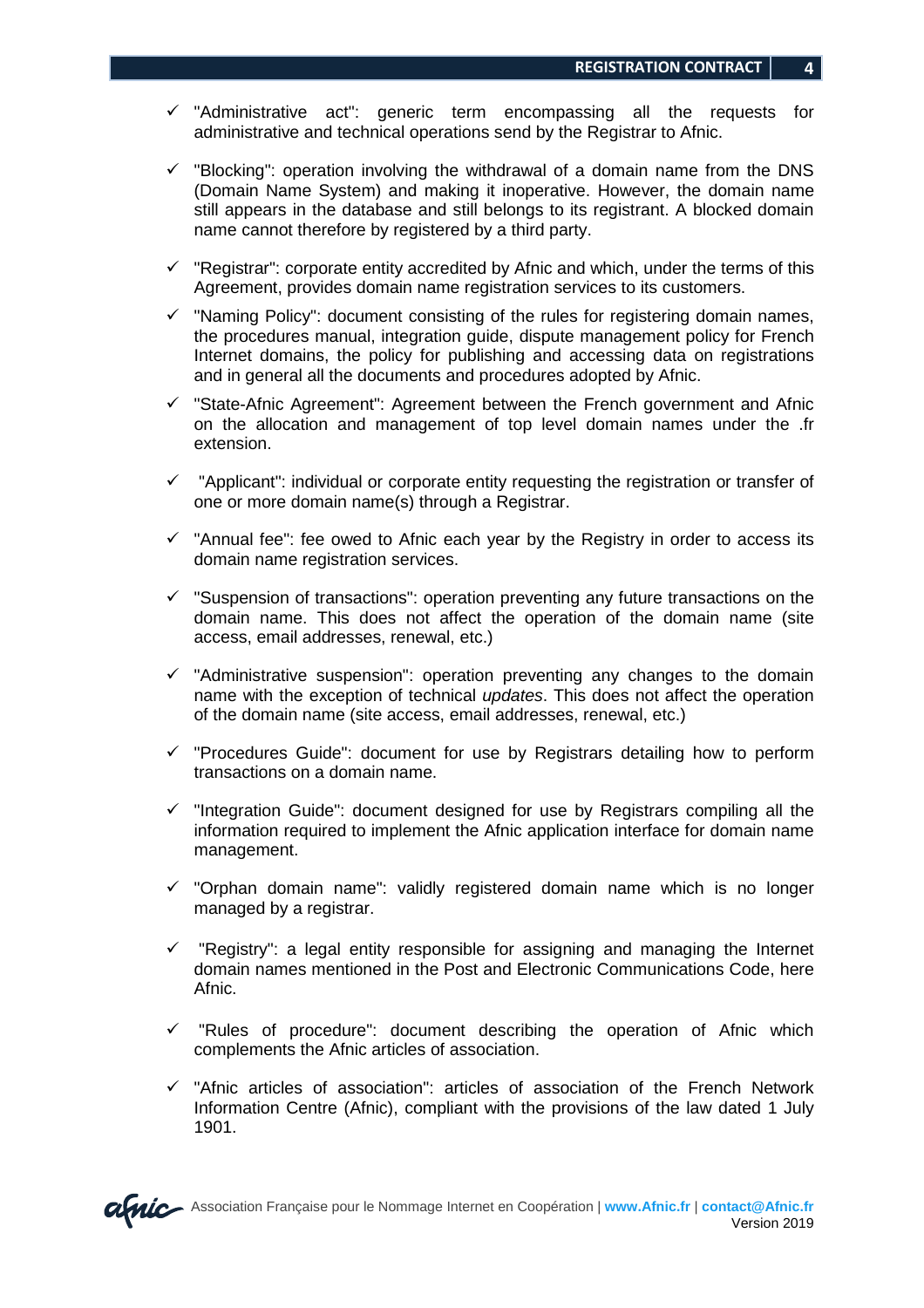- ✓ "Administrative act": generic term encompassing all the requests for administrative and technical operations send by the Registrar to Afnic.

- ✓ "Blocking": operation involving the withdrawal of a domain name from the DNS (Domain Name System) and making it inoperative. However, the domain name still appears in the database and still belongs to its registrant. A blocked domain name cannot therefore by registered by a third party.

- ✓ "Registrar": corporate entity accredited by Afnic and which, under the terms of this Agreement, provides domain name registration services to its customers.

- ✓ "Naming Policy": document consisting of the rules for registering domain names, the procedures manual, integration guide, dispute management policy for French Internet domains, the policy for publishing and accessing data on registrations and in general all the documents and procedures adopted by Afnic.

- ✓ "State-Afnic Agreement": Agreement between the French government and Afnic on the allocation and management of top level domain names under the .fr extension.

- ✓ "Applicant": individual or corporate entity requesting the registration or transfer of one or more domain name(s) through a Registrar.

- ✓ "Annual fee": fee owed to Afnic each year by the Registry in order to access its domain name registration services.

- ✓ "Suspension of transactions": operation preventing any future transactions on the domain name. This does not affect the operation of the domain name (site access, email addresses, renewal, etc.)

- ✓ "Administrative suspension": operation preventing any changes to the domain name with the exception of technical *updates*. This does not affect the operation of the domain name (site access, email addresses, renewal, etc.)

- ✓ "Procedures Guide": document for use by Registrars detailing how to perform transactions on a domain name.

- ✓ "Integration Guide": document designed for use by Registrars compiling all the information required to implement the Afnic application interface for domain name management.

- ✓ "Orphan domain name": validly registered domain name which is no longer managed by a registrar.

- ✓ "Registry": a legal entity responsible for assigning and managing the Internet domain names mentioned in the Post and Electronic Communications Code, here Afnic.

- ✓ "Rules of procedure": document describing the operation of Afnic which complements the Afnic articles of association.

- ✓ "Afnic articles of association": articles of association of the French Network Information Centre (Afnic), compliant with the provisions of the law dated 1 July 1901.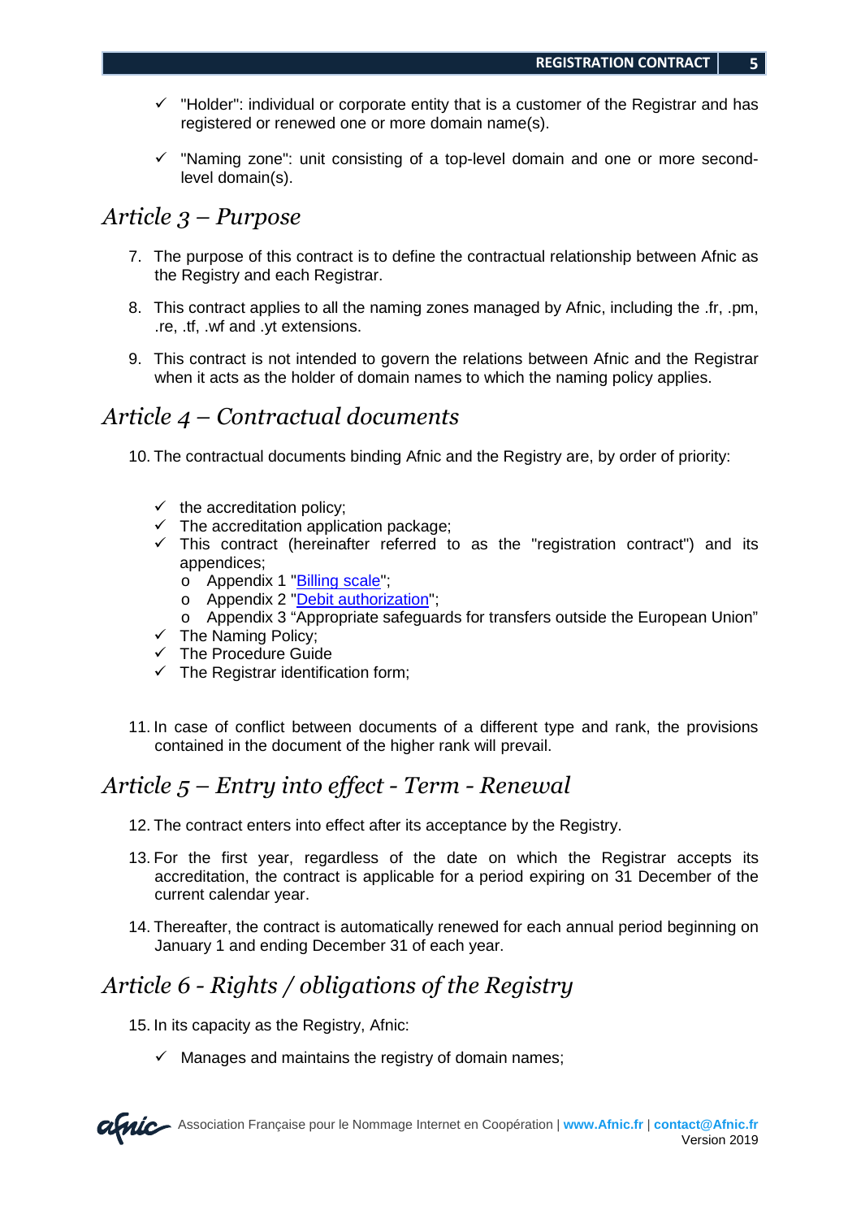- ✓ "Holder": individual or corporate entity that is a customer of the Registrar and has registered or renewed one or more domain name(s).

- ✓ "Naming zone": unit consisting of a top-level domain and one or more second-level domain(s).

## *Article 3 – Purpose*

7. The purpose of this contract is to define the contractual relationship between Afnic as the Registry and each Registrar.

8. This contract applies to all the naming zones managed by Afnic, including the .fr, .pm, .re, .tf, .wf and .yt extensions.

9. This contract is not intended to govern the relations between Afnic and the Registrar when it acts as the holder of domain names to which the naming policy applies.

## *Article 4 – Contractual documents*

10. The contractual documents binding Afnic and the Registry are, by order of priority:

- ✓ the accreditation policy;
- ✓ The accreditation application package;
- ✓ This contract (hereinafter referred to as the "registration contract") and its appendices;
  - o Appendix 1 "Billing scale";
  - o Appendix 2 "Debit authorization";
  - o Appendix 3 "Appropriate safeguards for transfers outside the European Union"
- ✓ The Naming Policy;
- ✓ The Procedure Guide
- ✓ The Registrar identification form;

11. In case of conflict between documents of a different type and rank, the provisions contained in the document of the higher rank will prevail.

## *Article 5 – Entry into effect - Term - Renewal*

12. The contract enters into effect after its acceptance by the Registry.

13. For the first year, regardless of the date on which the Registrar accepts its accreditation, the contract is applicable for a period expiring on 31 December of the current calendar year.

14. Thereafter, the contract is automatically renewed for each annual period beginning on January 1 and ending December 31 of each year.

## *Article 6 - Rights / obligations of the Registry*

15. In its capacity as the Registry, Afnic:

- ✓ Manages and maintains the registry of domain names;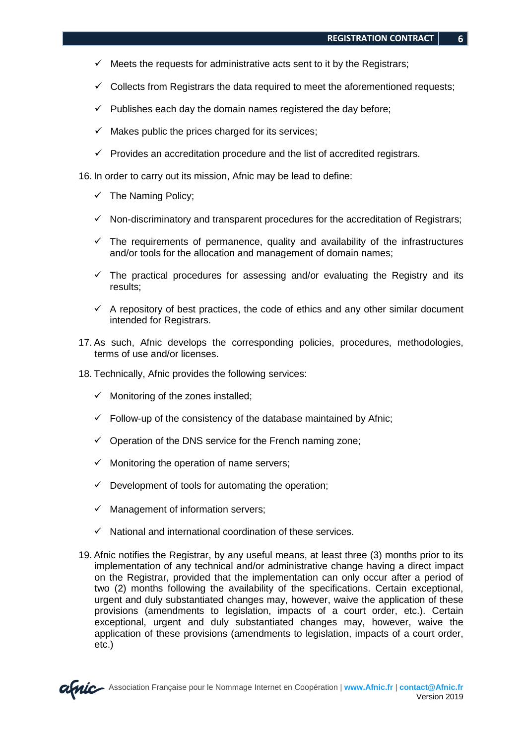- ✓ Meets the requests for administrative acts sent to it by the Registrars;
- ✓ Collects from Registrars the data required to meet the aforementioned requests;
- ✓ Publishes each day the domain names registered the day before;
- ✓ Makes public the prices charged for its services;
- ✓ Provides an accreditation procedure and the list of accredited registrars.

16. In order to carry out its mission, Afnic may be lead to define:
    - ✓ The Naming Policy;
    - ✓ Non-discriminatory and transparent procedures for the accreditation of Registrars;
    - ✓ The requirements of permanence, quality and availability of the infrastructures and/or tools for the allocation and management of domain names;
    - ✓ The practical procedures for assessing and/or evaluating the Registry and its results;
    - ✓ A repository of best practices, the code of ethics and any other similar document intended for Registrars.
17. As such, Afnic develops the corresponding policies, procedures, methodologies, terms of use and/or licenses.
18. Technically, Afnic provides the following services:
    - ✓ Monitoring of the zones installed;
    - ✓ Follow-up of the consistency of the database maintained by Afnic;
    - ✓ Operation of the DNS service for the French naming zone;
    - ✓ Monitoring the operation of name servers;
    - ✓ Development of tools for automating the operation;
    - ✓ Management of information servers;
    - ✓ National and international coordination of these services.
19. Afnic notifies the Registrar, by any useful means, at least three (3) months prior to its implementation of any technical and/or administrative change having a direct impact on the Registrar, provided that the implementation can only occur after a period of two (2) months following the availability of the specifications. Certain exceptional, urgent and duly substantiated changes may, however, waive the application of these provisions (amendments to legislation, impacts of a court order, etc.). Certain exceptional, urgent and duly substantiated changes may, however, waive the application of these provisions (amendments to legislation, impacts of a court order, etc.)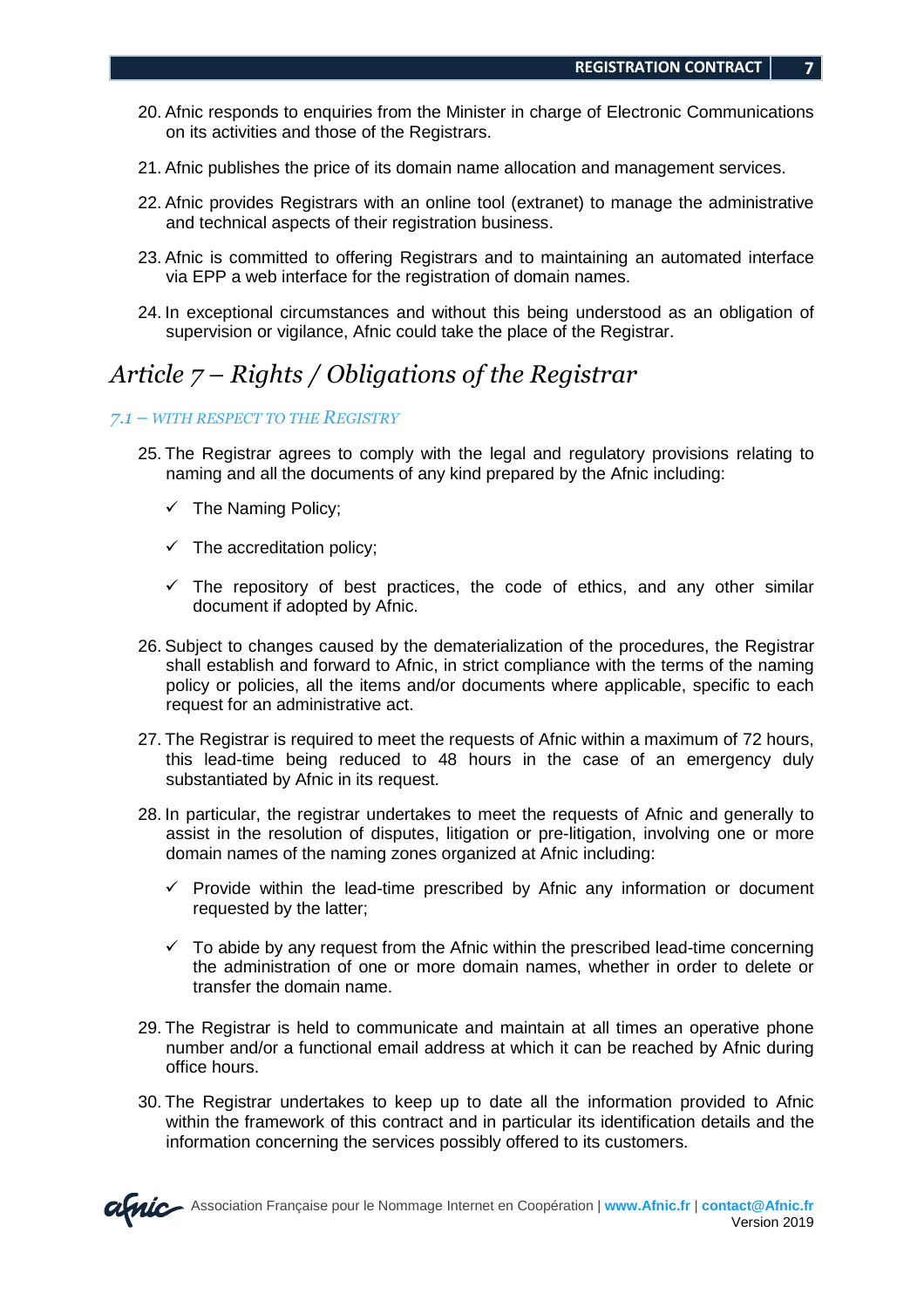20. Afnic responds to enquiries from the Minister in charge of Electronic Communications on its activities and those of the Registrars.

21. Afnic publishes the price of its domain name allocation and management services.

22. Afnic provides Registrars with an online tool (extranet) to manage the administrative and technical aspects of their registration business.

23. Afnic is committed to offering Registrars and to maintaining an automated interface via EPP a web interface for the registration of domain names.

24. In exceptional circumstances and without this being understood as an obligation of supervision or vigilance, Afnic could take the place of the Registrar.

## Article 7 – Rights / Obligations of the Registrar

### *7.1 – With respect to the Registry*

25. The Registrar agrees to comply with the legal and regulatory provisions relating to naming and all the documents of any kind prepared by the Afnic including:

    - ✓ The Naming Policy;
    - ✓ The accreditation policy;
    - ✓ The repository of best practices, the code of ethics, and any other similar document if adopted by Afnic.

26. Subject to changes caused by the dematerialization of the procedures, the Registrar shall establish and forward to Afnic, in strict compliance with the terms of the naming policy or policies, all the items and/or documents where applicable, specific to each request for an administrative act.

27. The Registrar is required to meet the requests of Afnic within a maximum of 72 hours, this lead-time being reduced to 48 hours in the case of an emergency duly substantiated by Afnic in its request.

28. In particular, the registrar undertakes to meet the requests of Afnic and generally to assist in the resolution of disputes, litigation or pre-litigation, involving one or more domain names of the naming zones organized at Afnic including:

    - ✓ Provide within the lead-time prescribed by Afnic any information or document requested by the latter;
    - ✓ To abide by any request from the Afnic within the prescribed lead-time concerning the administration of one or more domain names, whether in order to delete or transfer the domain name.

29. The Registrar is held to communicate and maintain at all times an operative phone number and/or a functional email address at which it can be reached by Afnic during office hours.

30. The Registrar undertakes to keep up to date all the information provided to Afnic within the framework of this contract and in particular its identification details and the information concerning the services possibly offered to its customers.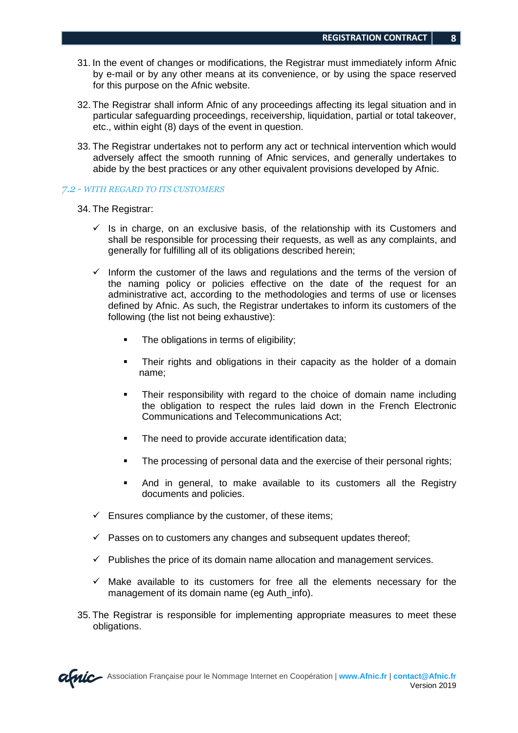31. In the event of changes or modifications, the Registrar must immediately inform Afnic by e-mail or by any other means at its convenience, or by using the space reserved for this purpose on the Afnic website.

32. The Registrar shall inform Afnic of any proceedings affecting its legal situation and in particular safeguarding proceedings, receivership, liquidation, partial or total takeover, etc., within eight (8) days of the event in question.

33. The Registrar undertakes not to perform any act or technical intervention which would adversely affect the smooth running of Afnic services, and generally undertakes to abide by the best practices or any other equivalent provisions developed by Afnic.

### *7.2 - WITH REGARD TO ITS CUSTOMERS*

34. The Registrar:

- ✓ Is in charge, on an exclusive basis, of the relationship with its Customers and shall be responsible for processing their requests, as well as any complaints, and generally for fulfilling all of its obligations described herein;

- ✓ Inform the customer of the laws and regulations and the terms of the version of the naming policy or policies effective on the date of the request for an administrative act, according to the methodologies and terms of use or licenses defined by Afnic. As such, the Registrar undertakes to inform its customers of the following (the list not being exhaustive):

  - The obligations in terms of eligibility;
  - Their rights and obligations in their capacity as the holder of a domain name;
  - Their responsibility with regard to the choice of domain name including the obligation to respect the rules laid down in the French Electronic Communications and Telecommunications Act;
  - The need to provide accurate identification data;
  - The processing of personal data and the exercise of their personal rights;
  - And in general, to make available to its customers all the Registry documents and policies.

- ✓ Ensures compliance by the customer, of these items;

- ✓ Passes on to customers any changes and subsequent updates thereof;

- ✓ Publishes the price of its domain name allocation and management services.

- ✓ Make available to its customers for free all the elements necessary for the management of its domain name (eg Auth_info).

35. The Registrar is responsible for implementing appropriate measures to meet these obligations.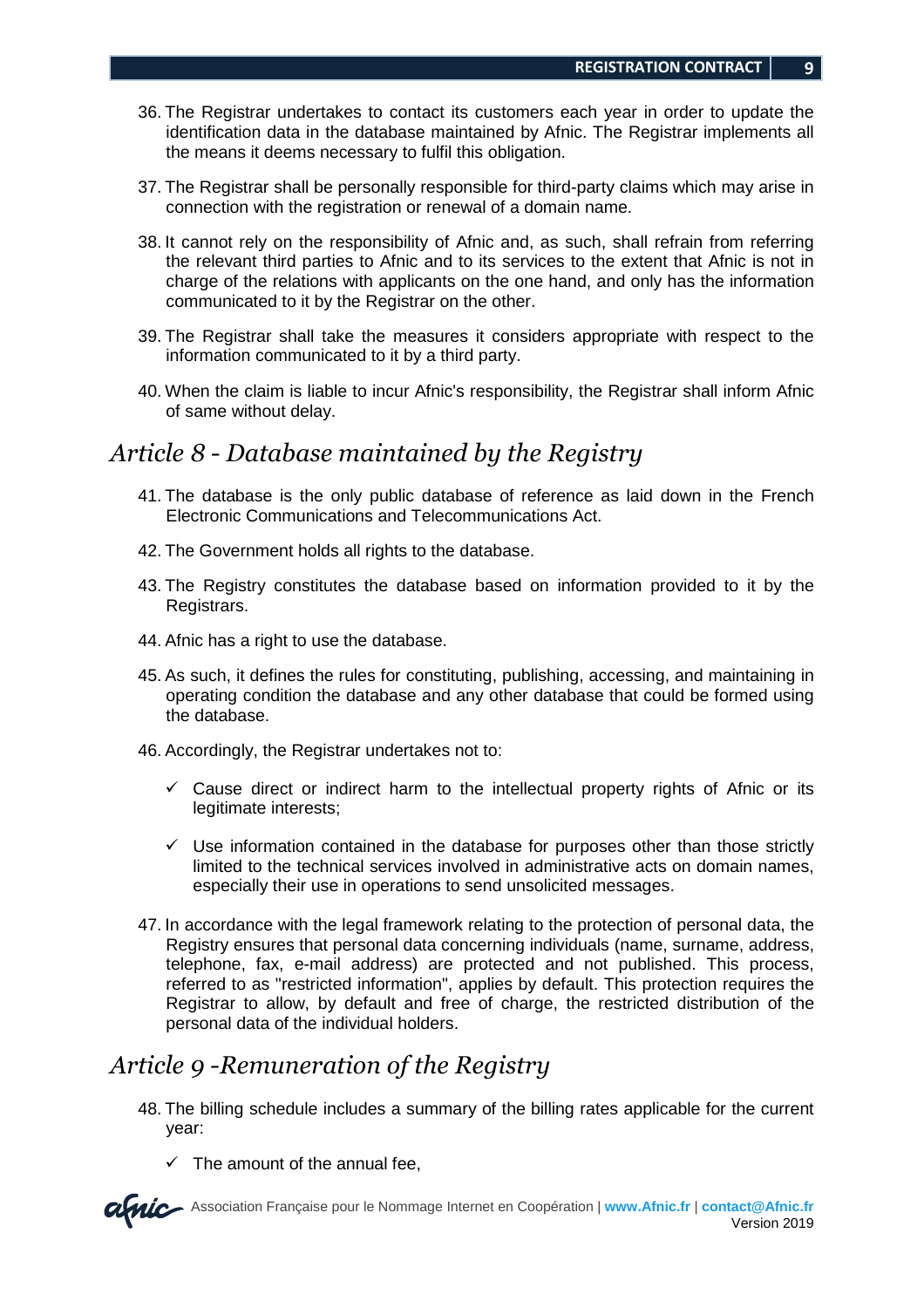36. The Registrar undertakes to contact its customers each year in order to update the identification data in the database maintained by Afnic. The Registrar implements all the means it deems necessary to fulfil this obligation.

37. The Registrar shall be personally responsible for third-party claims which may arise in connection with the registration or renewal of a domain name.

38. It cannot rely on the responsibility of Afnic and, as such, shall refrain from referring the relevant third parties to Afnic and to its services to the extent that Afnic is not in charge of the relations with applicants on the one hand, and only has the information communicated to it by the Registrar on the other.

39. The Registrar shall take the measures it considers appropriate with respect to the information communicated to it by a third party.

40. When the claim is liable to incur Afnic's responsibility, the Registrar shall inform Afnic of same without delay.

## *Article 8 - Database maintained by the Registry*

41. The database is the only public database of reference as laid down in the French Electronic Communications and Telecommunications Act.

42. The Government holds all rights to the database.

43. The Registry constitutes the database based on information provided to it by the Registrars.

44. Afnic has a right to use the database.

45. As such, it defines the rules for constituting, publishing, accessing, and maintaining in operating condition the database and any other database that could be formed using the database.

46. Accordingly, the Registrar undertakes not to:

    - ✓ Cause direct or indirect harm to the intellectual property rights of Afnic or its legitimate interests;
    - ✓ Use information contained in the database for purposes other than those strictly limited to the technical services involved in administrative acts on domain names, especially their use in operations to send unsolicited messages.

47. In accordance with the legal framework relating to the protection of personal data, the Registry ensures that personal data concerning individuals (name, surname, address, telephone, fax, e-mail address) are protected and not published. This process, referred to as "restricted information", applies by default. This protection requires the Registrar to allow, by default and free of charge, the restricted distribution of the personal data of the individual holders.

## *Article 9 -Remuneration of the Registry*

48. The billing schedule includes a summary of the billing rates applicable for the current year:

    - ✓ The amount of the annual fee,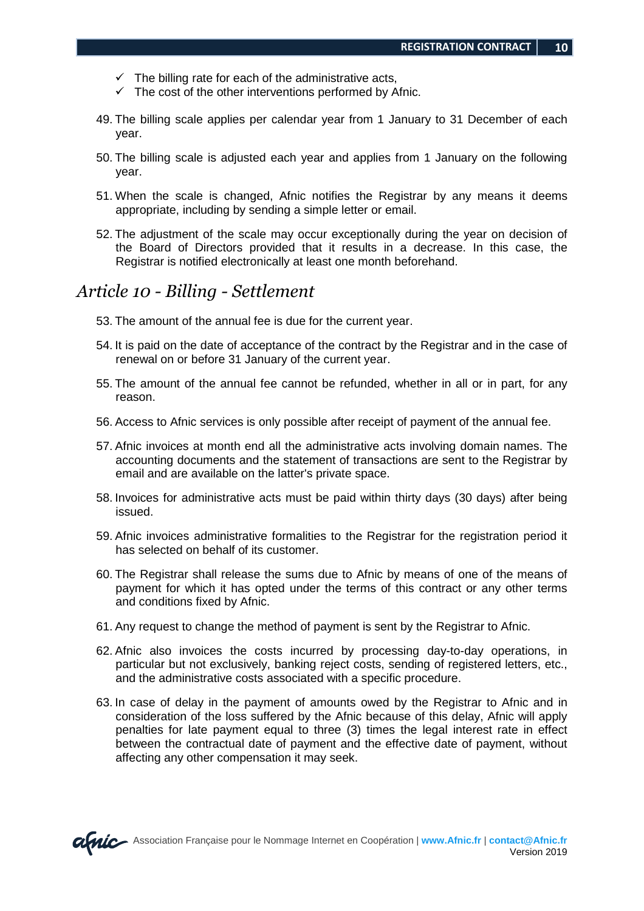- ✓ The billing rate for each of the administrative acts,
- ✓ The cost of the other interventions performed by Afnic.

49. The billing scale applies per calendar year from 1 January to 31 December of each year.

50. The billing scale is adjusted each year and applies from 1 January on the following year.

51. When the scale is changed, Afnic notifies the Registrar by any means it deems appropriate, including by sending a simple letter or email.

52. The adjustment of the scale may occur exceptionally during the year on decision of the Board of Directors provided that it results in a decrease. In this case, the Registrar is notified electronically at least one month beforehand.

## *Article 10 - Billing - Settlement*

53. The amount of the annual fee is due for the current year.

54. It is paid on the date of acceptance of the contract by the Registrar and in the case of renewal on or before 31 January of the current year.

55. The amount of the annual fee cannot be refunded, whether in all or in part, for any reason.

56. Access to Afnic services is only possible after receipt of payment of the annual fee.

57. Afnic invoices at month end all the administrative acts involving domain names. The accounting documents and the statement of transactions are sent to the Registrar by email and are available on the latter's private space.

58. Invoices for administrative acts must be paid within thirty days (30 days) after being issued.

59. Afnic invoices administrative formalities to the Registrar for the registration period it has selected on behalf of its customer.

60. The Registrar shall release the sums due to Afnic by means of one of the means of payment for which it has opted under the terms of this contract or any other terms and conditions fixed by Afnic.

61. Any request to change the method of payment is sent by the Registrar to Afnic.

62. Afnic also invoices the costs incurred by processing day-to-day operations, in particular but not exclusively, banking reject costs, sending of registered letters, etc., and the administrative costs associated with a specific procedure.

63. In case of delay in the payment of amounts owed by the Registrar to Afnic and in consideration of the loss suffered by the Afnic because of this delay, Afnic will apply penalties for late payment equal to three (3) times the legal interest rate in effect between the contractual date of payment and the effective date of payment, without affecting any other compensation it may seek.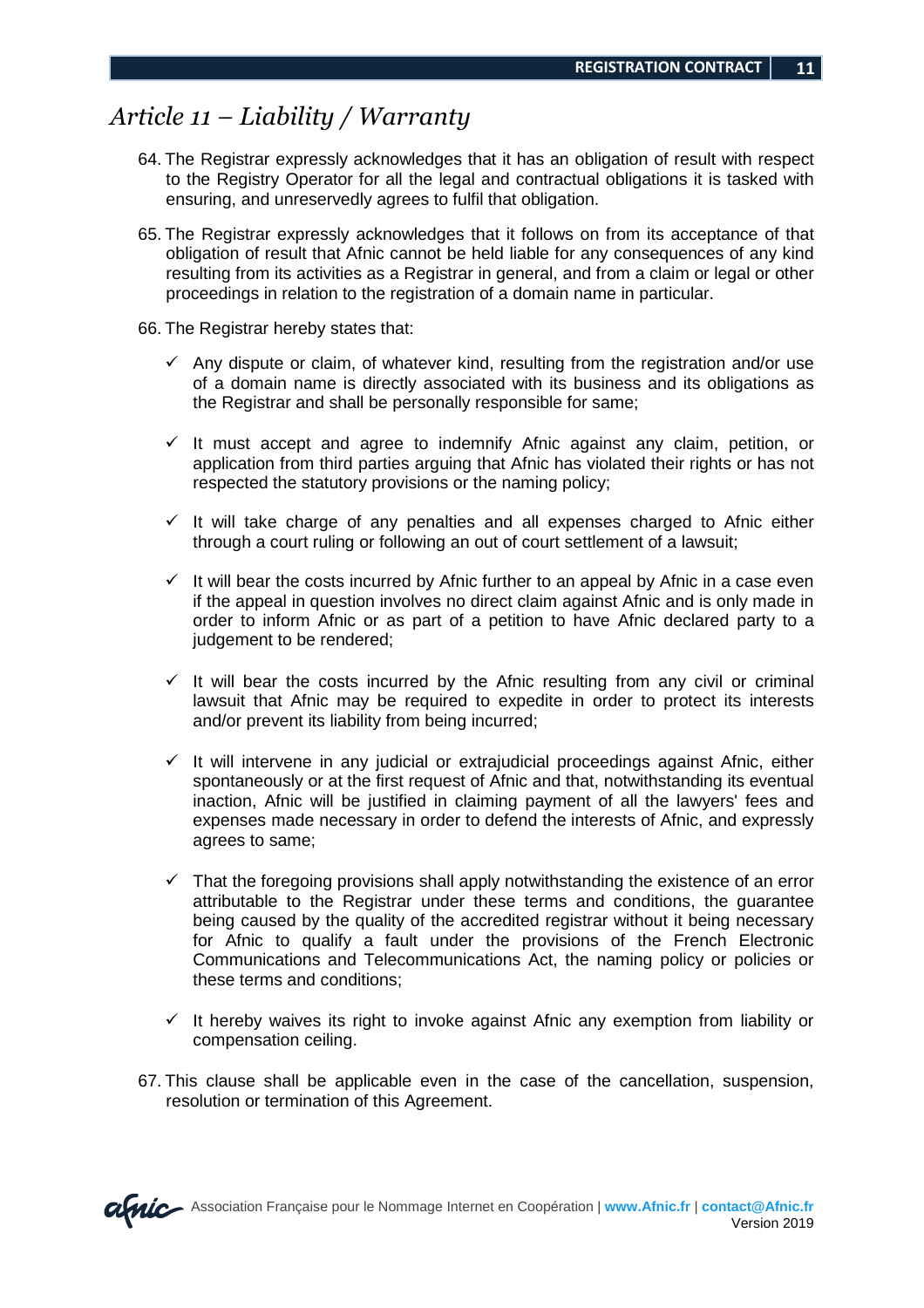# *Article 11 – Liability / Warranty*

64. The Registrar expressly acknowledges that it has an obligation of result with respect to the Registry Operator for all the legal and contractual obligations it is tasked with ensuring, and unreservedly agrees to fulfil that obligation.

65. The Registrar expressly acknowledges that it follows on from its acceptance of that obligation of result that Afnic cannot be held liable for any consequences of any kind resulting from its activities as a Registrar in general, and from a claim or legal or other proceedings in relation to the registration of a domain name in particular.

66. The Registrar hereby states that:

    - ✓ Any dispute or claim, of whatever kind, resulting from the registration and/or use of a domain name is directly associated with its business and its obligations as the Registrar and shall be personally responsible for same;
    - ✓ It must accept and agree to indemnify Afnic against any claim, petition, or application from third parties arguing that Afnic has violated their rights or has not respected the statutory provisions or the naming policy;
    - ✓ It will take charge of any penalties and all expenses charged to Afnic either through a court ruling or following an out of court settlement of a lawsuit;
    - ✓ It will bear the costs incurred by Afnic further to an appeal by Afnic in a case even if the appeal in question involves no direct claim against Afnic and is only made in order to inform Afnic or as part of a petition to have Afnic declared party to a judgement to be rendered;
    - ✓ It will bear the costs incurred by the Afnic resulting from any civil or criminal lawsuit that Afnic may be required to expedite in order to protect its interests and/or prevent its liability from being incurred;
    - ✓ It will intervene in any judicial or extrajudicial proceedings against Afnic, either spontaneously or at the first request of Afnic and that, notwithstanding its eventual inaction, Afnic will be justified in claiming payment of all the lawyers' fees and expenses made necessary in order to defend the interests of Afnic, and expressly agrees to same;
    - ✓ That the foregoing provisions shall apply notwithstanding the existence of an error attributable to the Registrar under these terms and conditions, the guarantee being caused by the quality of the accredited registrar without it being necessary for Afnic to qualify a fault under the provisions of the French Electronic Communications and Telecommunications Act, the naming policy or policies or these terms and conditions;
    - ✓ It hereby waives its right to invoke against Afnic any exemption from liability or compensation ceiling.

67. This clause shall be applicable even in the case of the cancellation, suspension, resolution or termination of this Agreement.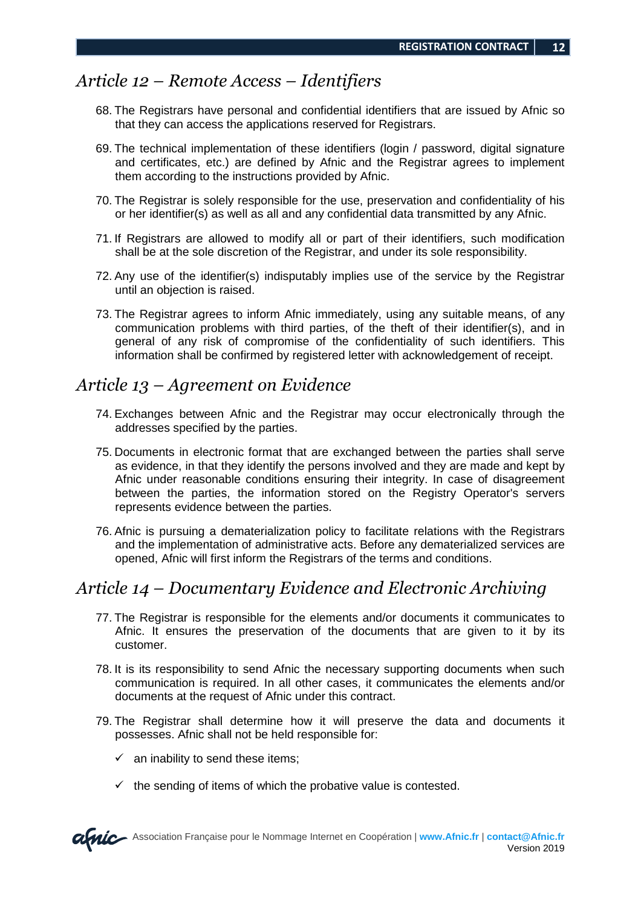## *Article 12 – Remote Access – Identifiers*

68. The Registrars have personal and confidential identifiers that are issued by Afnic so that they can access the applications reserved for Registrars.

69. The technical implementation of these identifiers (login / password, digital signature and certificates, etc.) are defined by Afnic and the Registrar agrees to implement them according to the instructions provided by Afnic.

70. The Registrar is solely responsible for the use, preservation and confidentiality of his or her identifier(s) as well as all and any confidential data transmitted by any Afnic.

71. If Registrars are allowed to modify all or part of their identifiers, such modification shall be at the sole discretion of the Registrar, and under its sole responsibility.

72. Any use of the identifier(s) indisputably implies use of the service by the Registrar until an objection is raised.

73. The Registrar agrees to inform Afnic immediately, using any suitable means, of any communication problems with third parties, of the theft of their identifier(s), and in general of any risk of compromise of the confidentiality of such identifiers. This information shall be confirmed by registered letter with acknowledgement of receipt.

## *Article 13 – Agreement on Evidence*

74. Exchanges between Afnic and the Registrar may occur electronically through the addresses specified by the parties.

75. Documents in electronic format that are exchanged between the parties shall serve as evidence, in that they identify the persons involved and they are made and kept by Afnic under reasonable conditions ensuring their integrity. In case of disagreement between the parties, the information stored on the Registry Operator's servers represents evidence between the parties.

76. Afnic is pursuing a dematerialization policy to facilitate relations with the Registrars and the implementation of administrative acts. Before any dematerialized services are opened, Afnic will first inform the Registrars of the terms and conditions.

## *Article 14 – Documentary Evidence and Electronic Archiving*

77. The Registrar is responsible for the elements and/or documents it communicates to Afnic. It ensures the preservation of the documents that are given to it by its customer.

78. It is its responsibility to send Afnic the necessary supporting documents when such communication is required. In all other cases, it communicates the elements and/or documents at the request of Afnic under this contract.

79. The Registrar shall determine how it will preserve the data and documents it possesses. Afnic shall not be held responsible for:

    - ✓ an inability to send these items;
    - ✓ the sending of items of which the probative value is contested.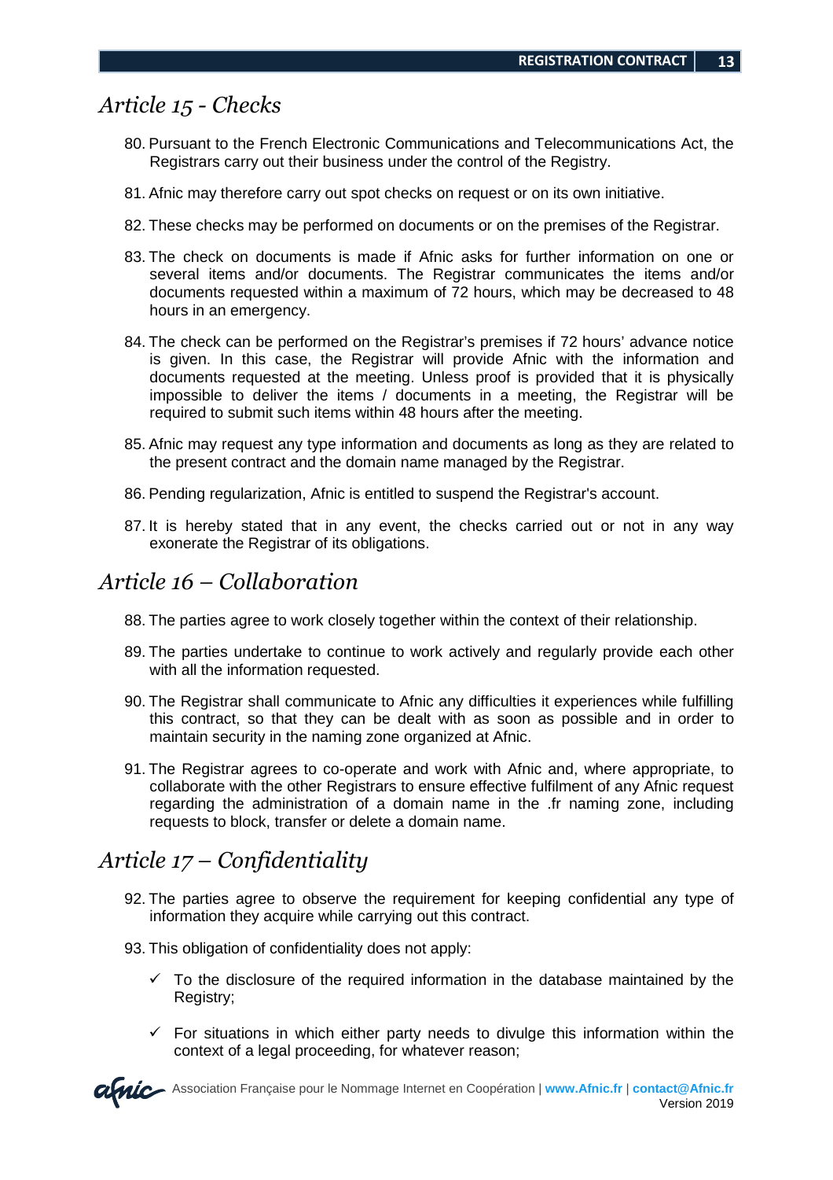## *Article 15 - Checks*

80. Pursuant to the French Electronic Communications and Telecommunications Act, the Registrars carry out their business under the control of the Registry.

81. Afnic may therefore carry out spot checks on request or on its own initiative.

82. These checks may be performed on documents or on the premises of the Registrar.

83. The check on documents is made if Afnic asks for further information on one or several items and/or documents. The Registrar communicates the items and/or documents requested within a maximum of 72 hours, which may be decreased to 48 hours in an emergency.

84. The check can be performed on the Registrar's premises if 72 hours' advance notice is given. In this case, the Registrar will provide Afnic with the information and documents requested at the meeting. Unless proof is provided that it is physically impossible to deliver the items / documents in a meeting, the Registrar will be required to submit such items within 48 hours after the meeting.

85. Afnic may request any type information and documents as long as they are related to the present contract and the domain name managed by the Registrar.

86. Pending regularization, Afnic is entitled to suspend the Registrar's account.

87. It is hereby stated that in any event, the checks carried out or not in any way exonerate the Registrar of its obligations.

## *Article 16 – Collaboration*

88. The parties agree to work closely together within the context of their relationship.

89. The parties undertake to continue to work actively and regularly provide each other with all the information requested.

90. The Registrar shall communicate to Afnic any difficulties it experiences while fulfilling this contract, so that they can be dealt with as soon as possible and in order to maintain security in the naming zone organized at Afnic.

91. The Registrar agrees to co-operate and work with Afnic and, where appropriate, to collaborate with the other Registrars to ensure effective fulfilment of any Afnic request regarding the administration of a domain name in the .fr naming zone, including requests to block, transfer or delete a domain name.

## *Article 17 – Confidentiality*

92. The parties agree to observe the requirement for keeping confidential any type of information they acquire while carrying out this contract.

93. This obligation of confidentiality does not apply:

- ✓ To the disclosure of the required information in the database maintained by the Registry;
- ✓ For situations in which either party needs to divulge this information within the context of a legal proceeding, for whatever reason;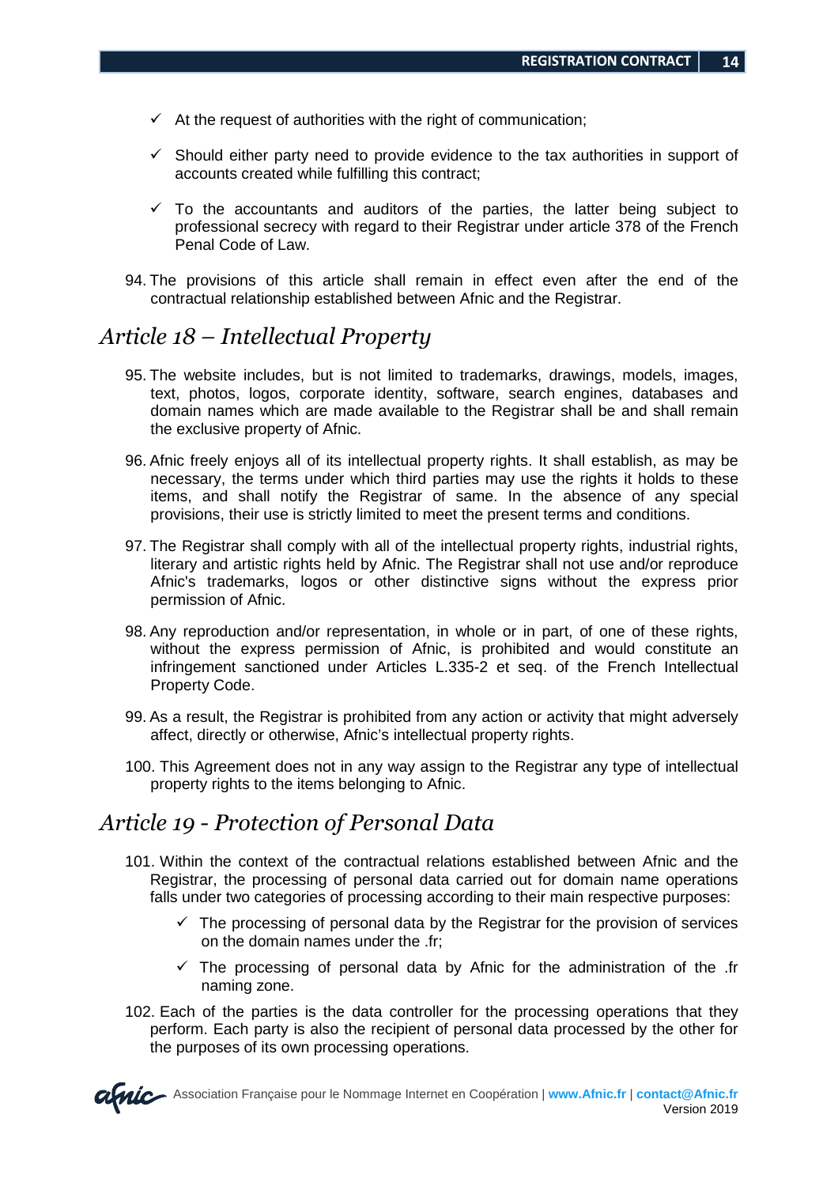- ✓ At the request of authorities with the right of communication;
- ✓ Should either party need to provide evidence to the tax authorities in support of accounts created while fulfilling this contract;
- ✓ To the accountants and auditors of the parties, the latter being subject to professional secrecy with regard to their Registrar under article 378 of the French Penal Code of Law.

94. The provisions of this article shall remain in effect even after the end of the contractual relationship established between Afnic and the Registrar.

## *Article 18 – Intellectual Property*

95. The website includes, but is not limited to trademarks, drawings, models, images, text, photos, logos, corporate identity, software, search engines, databases and domain names which are made available to the Registrar shall be and shall remain the exclusive property of Afnic.

96. Afnic freely enjoys all of its intellectual property rights. It shall establish, as may be necessary, the terms under which third parties may use the rights it holds to these items, and shall notify the Registrar of same. In the absence of any special provisions, their use is strictly limited to meet the present terms and conditions.

97. The Registrar shall comply with all of the intellectual property rights, industrial rights, literary and artistic rights held by Afnic. The Registrar shall not use and/or reproduce Afnic's trademarks, logos or other distinctive signs without the express prior permission of Afnic.

98. Any reproduction and/or representation, in whole or in part, of one of these rights, without the express permission of Afnic, is prohibited and would constitute an infringement sanctioned under Articles L.335-2 et seq. of the French Intellectual Property Code.

99. As a result, the Registrar is prohibited from any action or activity that might adversely affect, directly or otherwise, Afnic's intellectual property rights.

100. This Agreement does not in any way assign to the Registrar any type of intellectual property rights to the items belonging to Afnic.

## *Article 19 - Protection of Personal Data*

101. Within the context of the contractual relations established between Afnic and the Registrar, the processing of personal data carried out for domain name operations falls under two categories of processing according to their main respective purposes:

    - ✓ The processing of personal data by the Registrar for the provision of services on the domain names under the .fr;
    - ✓ The processing of personal data by Afnic for the administration of the .fr naming zone.

102. Each of the parties is the data controller for the processing operations that they perform. Each party is also the recipient of personal data processed by the other for the purposes of its own processing operations.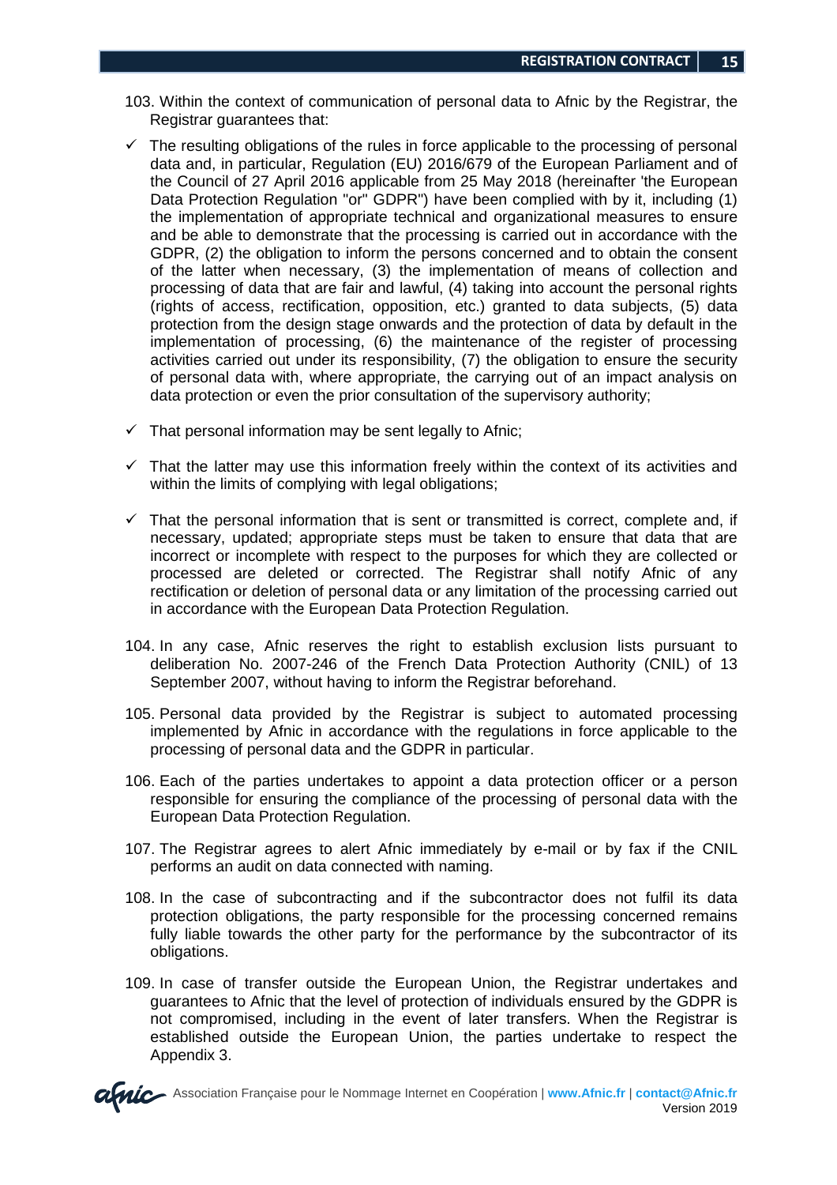103. Within the context of communication of personal data to Afnic by the Registrar, the Registrar guarantees that:

- ✓ The resulting obligations of the rules in force applicable to the processing of personal data and, in particular, Regulation (EU) 2016/679 of the European Parliament and of the Council of 27 April 2016 applicable from 25 May 2018 (hereinafter 'the European Data Protection Regulation "or" GDPR") have been complied with by it, including (1) the implementation of appropriate technical and organizational measures to ensure and be able to demonstrate that the processing is carried out in accordance with the GDPR, (2) the obligation to inform the persons concerned and to obtain the consent of the latter when necessary, (3) the implementation of means of collection and processing of data that are fair and lawful, (4) taking into account the personal rights (rights of access, rectification, opposition, etc.) granted to data subjects, (5) data protection from the design stage onwards and the protection of data by default in the implementation of processing, (6) the maintenance of the register of processing activities carried out under its responsibility, (7) the obligation to ensure the security of personal data with, where appropriate, the carrying out of an impact analysis on data protection or even the prior consultation of the supervisory authority;
- ✓ That personal information may be sent legally to Afnic;
- ✓ That the latter may use this information freely within the context of its activities and within the limits of complying with legal obligations;
- ✓ That the personal information that is sent or transmitted is correct, complete and, if necessary, updated; appropriate steps must be taken to ensure that data that are incorrect or incomplete with respect to the purposes for which they are collected or processed are deleted or corrected. The Registrar shall notify Afnic of any rectification or deletion of personal data or any limitation of the processing carried out in accordance with the European Data Protection Regulation.

104. In any case, Afnic reserves the right to establish exclusion lists pursuant to deliberation No. 2007-246 of the French Data Protection Authority (CNIL) of 13 September 2007, without having to inform the Registrar beforehand.

105. Personal data provided by the Registrar is subject to automated processing implemented by Afnic in accordance with the regulations in force applicable to the processing of personal data and the GDPR in particular.

106. Each of the parties undertakes to appoint a data protection officer or a person responsible for ensuring the compliance of the processing of personal data with the European Data Protection Regulation.

107. The Registrar agrees to alert Afnic immediately by e-mail or by fax if the CNIL performs an audit on data connected with naming.

108. In the case of subcontracting and if the subcontractor does not fulfil its data protection obligations, the party responsible for the processing concerned remains fully liable towards the other party for the performance by the subcontractor of its obligations.

109. In case of transfer outside the European Union, the Registrar undertakes and guarantees to Afnic that the level of protection of individuals ensured by the GDPR is not compromised, including in the event of later transfers. When the Registrar is established outside the European Union, the parties undertake to respect the Appendix 3.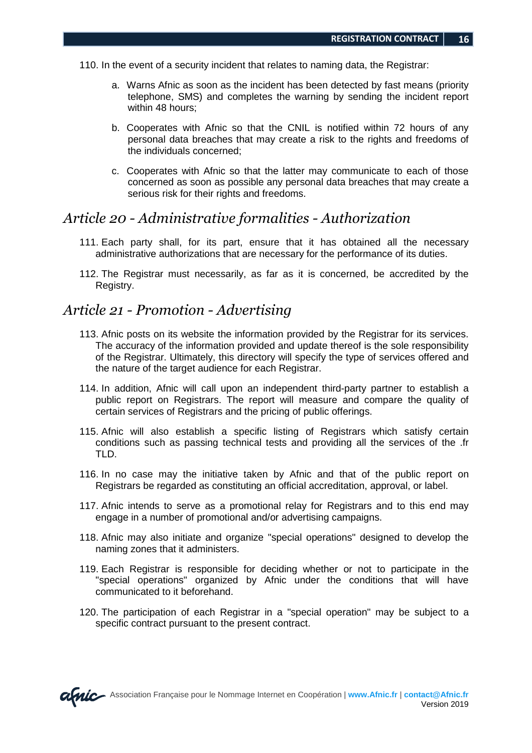110. In the event of a security incident that relates to naming data, the Registrar:

   a. Warns Afnic as soon as the incident has been detected by fast means (priority telephone, SMS) and completes the warning by sending the incident report within 48 hours;

   b. Cooperates with Afnic so that the CNIL is notified within 72 hours of any personal data breaches that may create a risk to the rights and freedoms of the individuals concerned;

   c. Cooperates with Afnic so that the latter may communicate to each of those concerned as soon as possible any personal data breaches that may create a serious risk for their rights and freedoms.

## *Article 20 - Administrative formalities - Authorization*

111. Each party shall, for its part, ensure that it has obtained all the necessary administrative authorizations that are necessary for the performance of its duties.

112. The Registrar must necessarily, as far as it is concerned, be accredited by the Registry.

## *Article 21 - Promotion - Advertising*

113. Afnic posts on its website the information provided by the Registrar for its services. The accuracy of the information provided and update thereof is the sole responsibility of the Registrar. Ultimately, this directory will specify the type of services offered and the nature of the target audience for each Registrar.

114. In addition, Afnic will call upon an independent third-party partner to establish a public report on Registrars. The report will measure and compare the quality of certain services of Registrars and the pricing of public offerings.

115. Afnic will also establish a specific listing of Registrars which satisfy certain conditions such as passing technical tests and providing all the services of the .fr TLD.

116. In no case may the initiative taken by Afnic and that of the public report on Registrars be regarded as constituting an official accreditation, approval, or label.

117. Afnic intends to serve as a promotional relay for Registrars and to this end may engage in a number of promotional and/or advertising campaigns.

118. Afnic may also initiate and organize "special operations" designed to develop the naming zones that it administers.

119. Each Registrar is responsible for deciding whether or not to participate in the "special operations" organized by Afnic under the conditions that will have communicated to it beforehand.

120. The participation of each Registrar in a "special operation" may be subject to a specific contract pursuant to the present contract.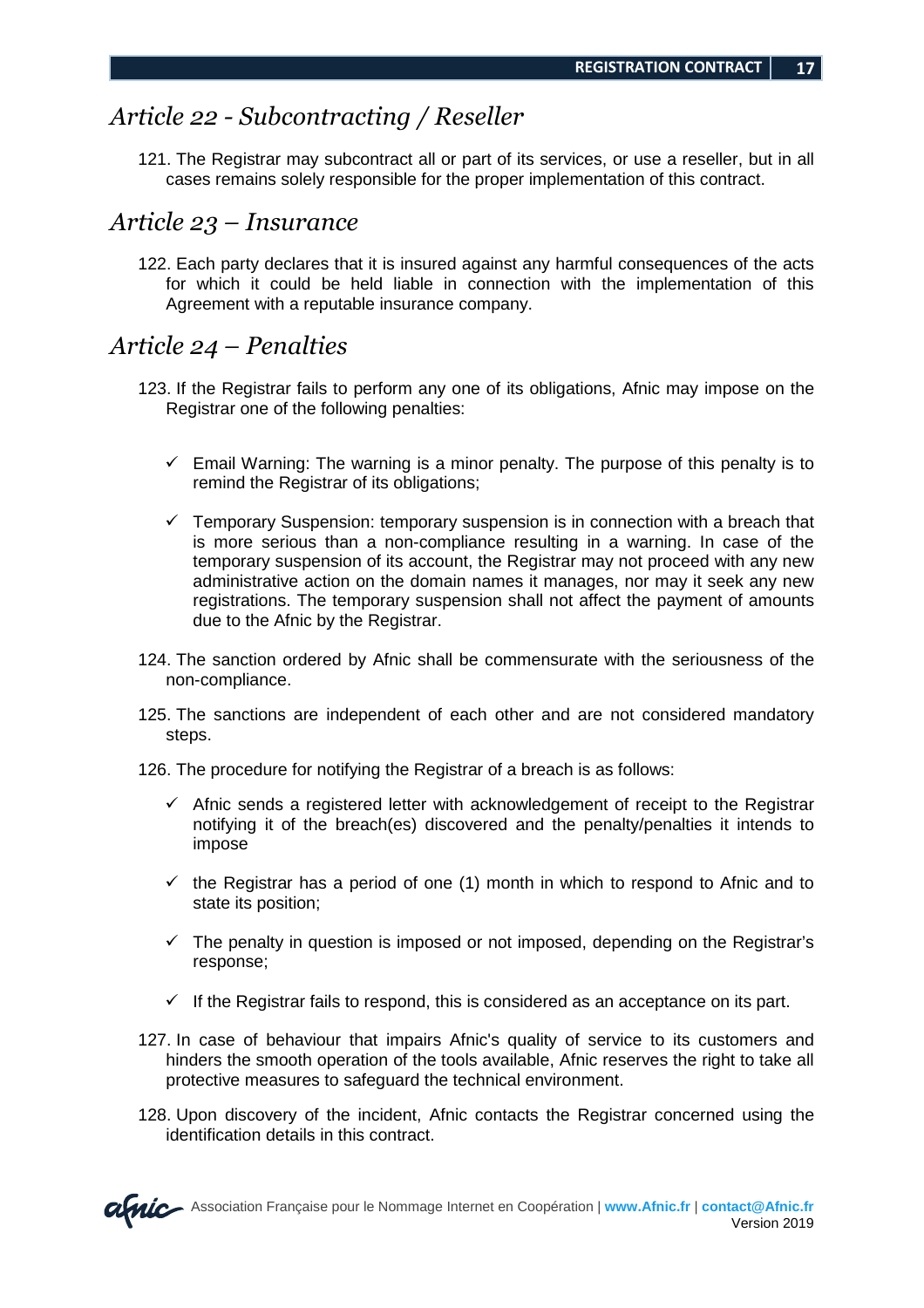## *Article 22 - Subcontracting / Reseller*

121. The Registrar may subcontract all or part of its services, or use a reseller, but in all cases remains solely responsible for the proper implementation of this contract.

## *Article 23 – Insurance*

122. Each party declares that it is insured against any harmful consequences of the acts for which it could be held liable in connection with the implementation of this Agreement with a reputable insurance company.

## *Article 24 – Penalties*

123. If the Registrar fails to perform any one of its obligations, Afnic may impose on the Registrar one of the following penalties:

   - ✓ Email Warning: The warning is a minor penalty. The purpose of this penalty is to remind the Registrar of its obligations;

   - ✓ Temporary Suspension: temporary suspension is in connection with a breach that is more serious than a non-compliance resulting in a warning. In case of the temporary suspension of its account, the Registrar may not proceed with any new administrative action on the domain names it manages, nor may it seek any new registrations. The temporary suspension shall not affect the payment of amounts due to the Afnic by the Registrar.

124. The sanction ordered by Afnic shall be commensurate with the seriousness of the non-compliance.

125. The sanctions are independent of each other and are not considered mandatory steps.

126. The procedure for notifying the Registrar of a breach is as follows:

   - ✓ Afnic sends a registered letter with acknowledgement of receipt to the Registrar notifying it of the breach(es) discovered and the penalty/penalties it intends to impose

   - ✓ the Registrar has a period of one (1) month in which to respond to Afnic and to state its position;

   - ✓ The penalty in question is imposed or not imposed, depending on the Registrar's response;

   - ✓ If the Registrar fails to respond, this is considered as an acceptance on its part.

127. In case of behaviour that impairs Afnic's quality of service to its customers and hinders the smooth operation of the tools available, Afnic reserves the right to take all protective measures to safeguard the technical environment.

128. Upon discovery of the incident, Afnic contacts the Registrar concerned using the identification details in this contract.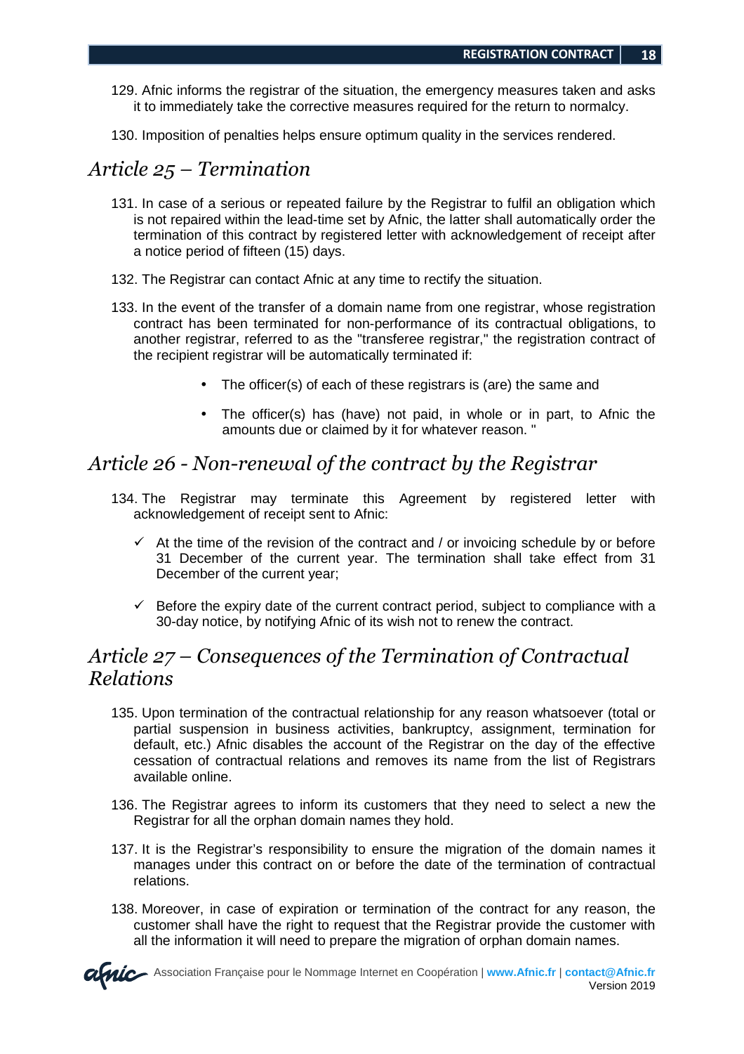129. Afnic informs the registrar of the situation, the emergency measures taken and asks it to immediately take the corrective measures required for the return to normalcy.

130. Imposition of penalties helps ensure optimum quality in the services rendered.

## *Article 25 – Termination*

131. In case of a serious or repeated failure by the Registrar to fulfil an obligation which is not repaired within the lead-time set by Afnic, the latter shall automatically order the termination of this contract by registered letter with acknowledgement of receipt after a notice period of fifteen (15) days.

132. The Registrar can contact Afnic at any time to rectify the situation.

133. In the event of the transfer of a domain name from one registrar, whose registration contract has been terminated for non-performance of its contractual obligations, to another registrar, referred to as the "transferee registrar," the registration contract of the recipient registrar will be automatically terminated if:

   - The officer(s) of each of these registrars is (are) the same and
   - The officer(s) has (have) not paid, in whole or in part, to Afnic the amounts due or claimed by it for whatever reason. "

## *Article 26 - Non-renewal of the contract by the Registrar*

134. The Registrar may terminate this Agreement by registered letter with acknowledgement of receipt sent to Afnic:

   - ✓ At the time of the revision of the contract and / or invoicing schedule by or before 31 December of the current year. The termination shall take effect from 31 December of the current year;
   - ✓ Before the expiry date of the current contract period, subject to compliance with a 30-day notice, by notifying Afnic of its wish not to renew the contract.

## *Article 27 – Consequences of the Termination of Contractual Relations*

135. Upon termination of the contractual relationship for any reason whatsoever (total or partial suspension in business activities, bankruptcy, assignment, termination for default, etc.) Afnic disables the account of the Registrar on the day of the effective cessation of contractual relations and removes its name from the list of Registrars available online.

136. The Registrar agrees to inform its customers that they need to select a new the Registrar for all the orphan domain names they hold.

137. It is the Registrar's responsibility to ensure the migration of the domain names it manages under this contract on or before the date of the termination of contractual relations.

138. Moreover, in case of expiration or termination of the contract for any reason, the customer shall have the right to request that the Registrar provide the customer with all the information it will need to prepare the migration of orphan domain names.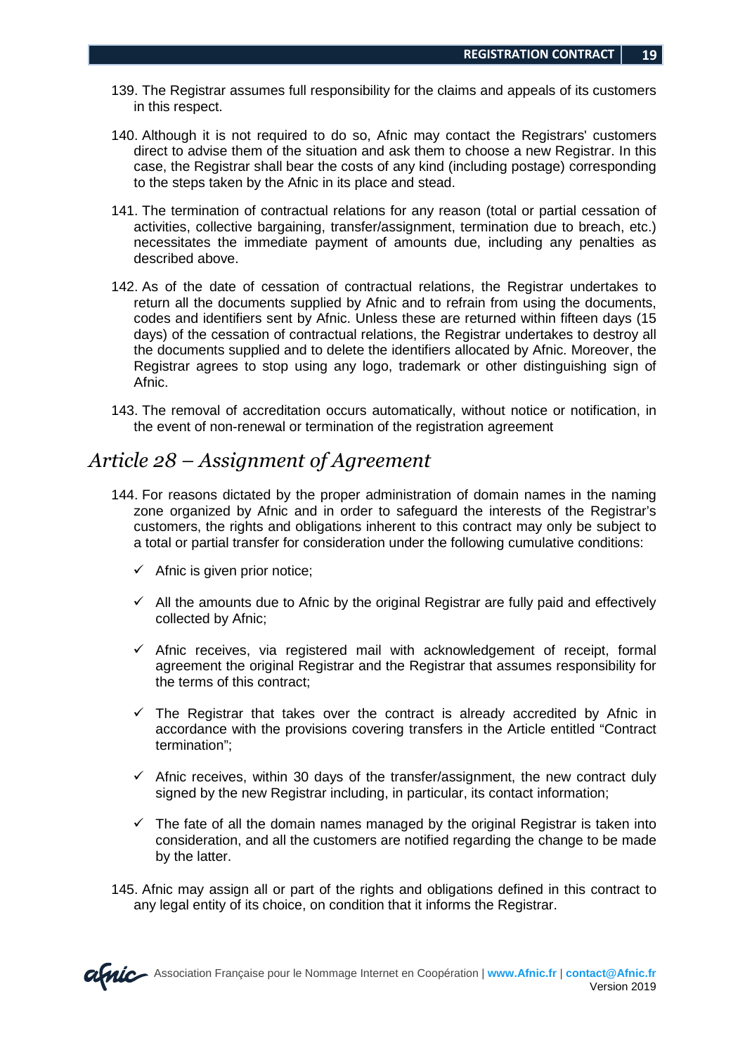139. The Registrar assumes full responsibility for the claims and appeals of its customers in this respect.

140. Although it is not required to do so, Afnic may contact the Registrars' customers direct to advise them of the situation and ask them to choose a new Registrar. In this case, the Registrar shall bear the costs of any kind (including postage) corresponding to the steps taken by the Afnic in its place and stead.

141. The termination of contractual relations for any reason (total or partial cessation of activities, collective bargaining, transfer/assignment, termination due to breach, etc.) necessitates the immediate payment of amounts due, including any penalties as described above.

142. As of the date of cessation of contractual relations, the Registrar undertakes to return all the documents supplied by Afnic and to refrain from using the documents, codes and identifiers sent by Afnic. Unless these are returned within fifteen days (15 days) of the cessation of contractual relations, the Registrar undertakes to destroy all the documents supplied and to delete the identifiers allocated by Afnic. Moreover, the Registrar agrees to stop using any logo, trademark or other distinguishing sign of Afnic.

143. The removal of accreditation occurs automatically, without notice or notification, in the event of non-renewal or termination of the registration agreement

## *Article 28 – Assignment of Agreement*

144. For reasons dictated by the proper administration of domain names in the naming zone organized by Afnic and in order to safeguard the interests of the Registrar's customers, the rights and obligations inherent to this contract may only be subject to a total or partial transfer for consideration under the following cumulative conditions:

- ✓ Afnic is given prior notice;
- ✓ All the amounts due to Afnic by the original Registrar are fully paid and effectively collected by Afnic;
- ✓ Afnic receives, via registered mail with acknowledgement of receipt, formal agreement the original Registrar and the Registrar that assumes responsibility for the terms of this contract;
- ✓ The Registrar that takes over the contract is already accredited by Afnic in accordance with the provisions covering transfers in the Article entitled "Contract termination";
- ✓ Afnic receives, within 30 days of the transfer/assignment, the new contract duly signed by the new Registrar including, in particular, its contact information;
- ✓ The fate of all the domain names managed by the original Registrar is taken into consideration, and all the customers are notified regarding the change to be made by the latter.

145. Afnic may assign all or part of the rights and obligations defined in this contract to any legal entity of its choice, on condition that it informs the Registrar.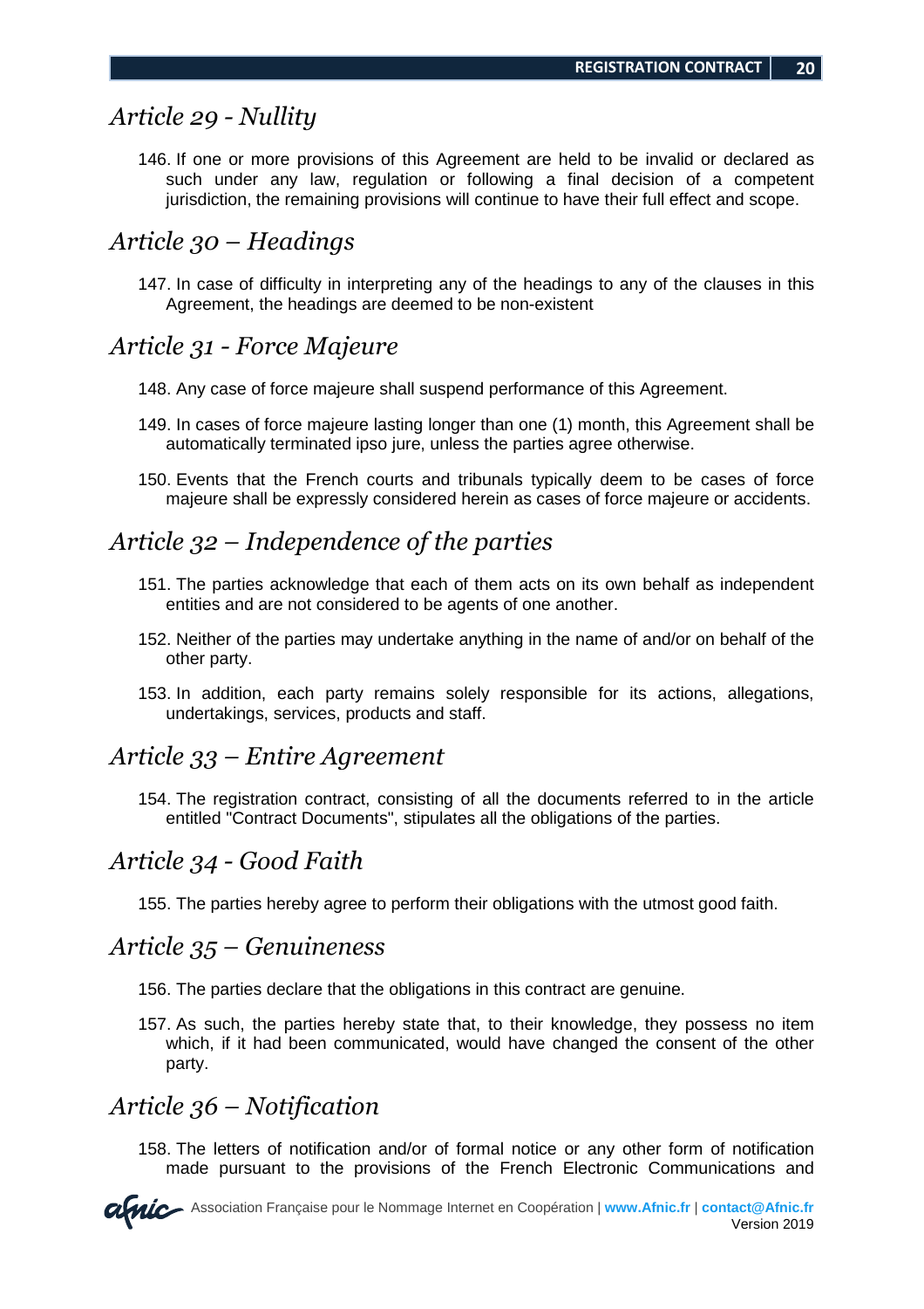## *Article 29 - Nullity*

146. If one or more provisions of this Agreement are held to be invalid or declared as such under any law, regulation or following a final decision of a competent jurisdiction, the remaining provisions will continue to have their full effect and scope.

## *Article 30 – Headings*

147. In case of difficulty in interpreting any of the headings to any of the clauses in this Agreement, the headings are deemed to be non-existent

## *Article 31 - Force Majeure*

148. Any case of force majeure shall suspend performance of this Agreement.

149. In cases of force majeure lasting longer than one (1) month, this Agreement shall be automatically terminated ipso jure, unless the parties agree otherwise.

150. Events that the French courts and tribunals typically deem to be cases of force majeure shall be expressly considered herein as cases of force majeure or accidents.

## *Article 32 – Independence of the parties*

151. The parties acknowledge that each of them acts on its own behalf as independent entities and are not considered to be agents of one another.

152. Neither of the parties may undertake anything in the name of and/or on behalf of the other party.

153. In addition, each party remains solely responsible for its actions, allegations, undertakings, services, products and staff.

## *Article 33 – Entire Agreement*

154. The registration contract, consisting of all the documents referred to in the article entitled "Contract Documents", stipulates all the obligations of the parties.

## *Article 34 - Good Faith*

155. The parties hereby agree to perform their obligations with the utmost good faith.

## *Article 35 – Genuineness*

156. The parties declare that the obligations in this contract are genuine.

157. As such, the parties hereby state that, to their knowledge, they possess no item which, if it had been communicated, would have changed the consent of the other party.

## *Article 36 – Notification*

158. The letters of notification and/or of formal notice or any other form of notification made pursuant to the provisions of the French Electronic Communications and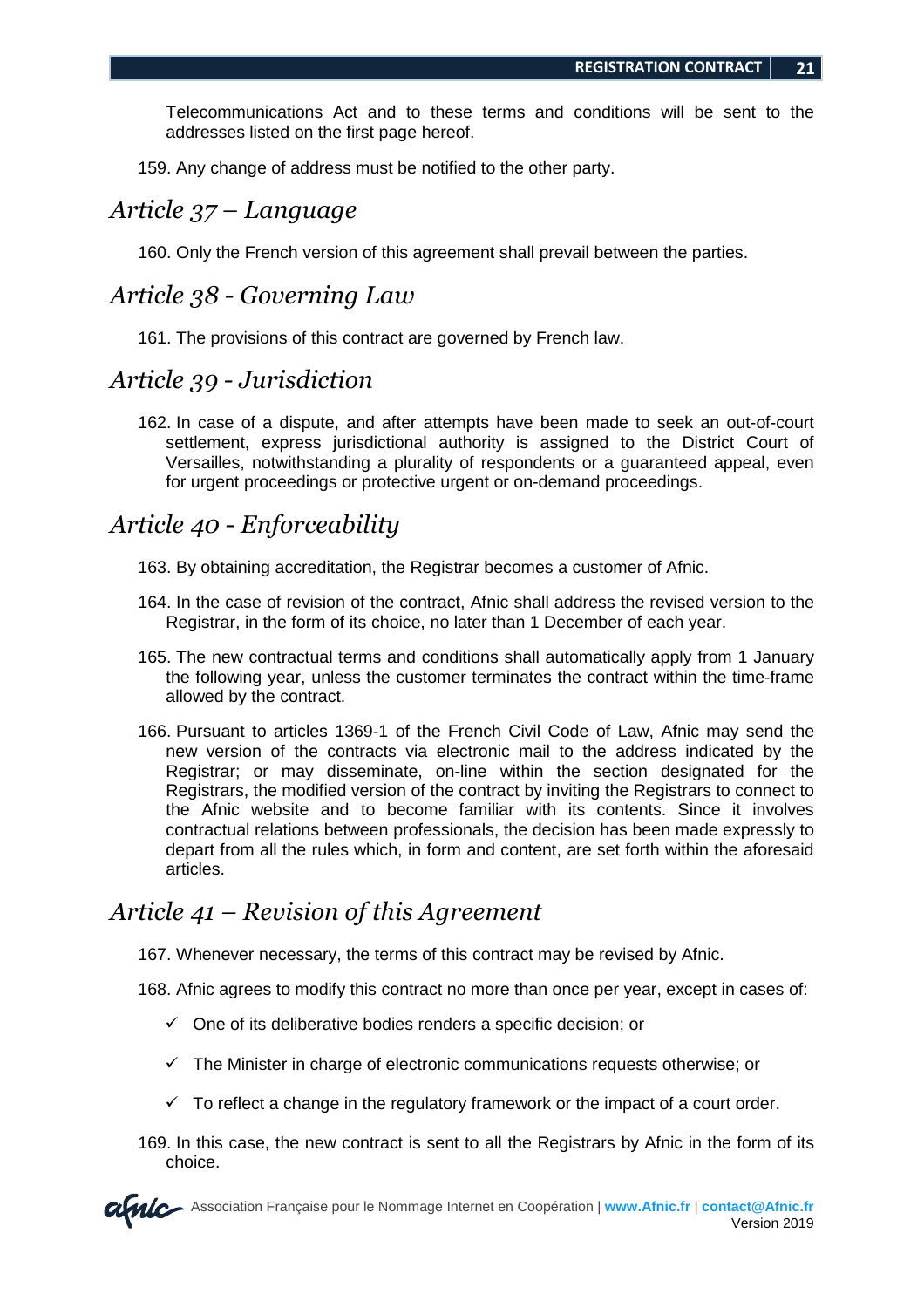Telecommunications Act and to these terms and conditions will be sent to the addresses listed on the first page hereof.

159. Any change of address must be notified to the other party.

## *Article 37 – Language*

160. Only the French version of this agreement shall prevail between the parties.

## *Article 38 - Governing Law*

161. The provisions of this contract are governed by French law.

## *Article 39 - Jurisdiction*

162. In case of a dispute, and after attempts have been made to seek an out-of-court settlement, express jurisdictional authority is assigned to the District Court of Versailles, notwithstanding a plurality of respondents or a guaranteed appeal, even for urgent proceedings or protective urgent or on-demand proceedings.

## *Article 40 - Enforceability*

163. By obtaining accreditation, the Registrar becomes a customer of Afnic.

164. In the case of revision of the contract, Afnic shall address the revised version to the Registrar, in the form of its choice, no later than 1 December of each year.

165. The new contractual terms and conditions shall automatically apply from 1 January the following year, unless the customer terminates the contract within the time-frame allowed by the contract.

166. Pursuant to articles 1369-1 of the French Civil Code of Law, Afnic may send the new version of the contracts via electronic mail to the address indicated by the Registrar; or may disseminate, on-line within the section designated for the Registrars, the modified version of the contract by inviting the Registrars to connect to the Afnic website and to become familiar with its contents. Since it involves contractual relations between professionals, the decision has been made expressly to depart from all the rules which, in form and content, are set forth within the aforesaid articles.

## *Article 41 – Revision of this Agreement*

167. Whenever necessary, the terms of this contract may be revised by Afnic.

168. Afnic agrees to modify this contract no more than once per year, except in cases of:

- ✓ One of its deliberative bodies renders a specific decision; or
- ✓ The Minister in charge of electronic communications requests otherwise; or
- ✓ To reflect a change in the regulatory framework or the impact of a court order.

169. In this case, the new contract is sent to all the Registrars by Afnic in the form of its choice.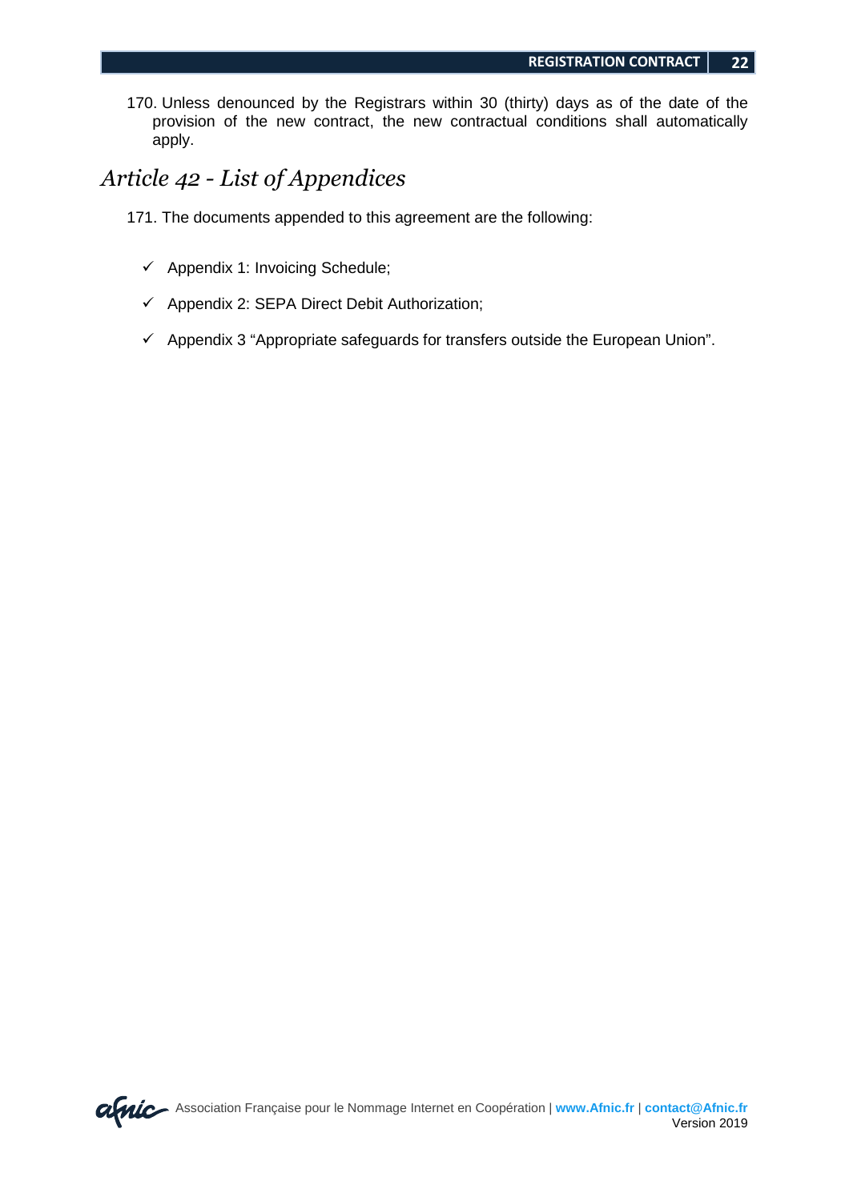170. Unless denounced by the Registrars within 30 (thirty) days as of the date of the provision of the new contract, the new contractual conditions shall automatically apply.

## *Article 42 - List of Appendices*

171. The documents appended to this agreement are the following:

- ✓ Appendix 1: Invoicing Schedule;
- ✓ Appendix 2: SEPA Direct Debit Authorization;
- ✓ Appendix 3 "Appropriate safeguards for transfers outside the European Union".